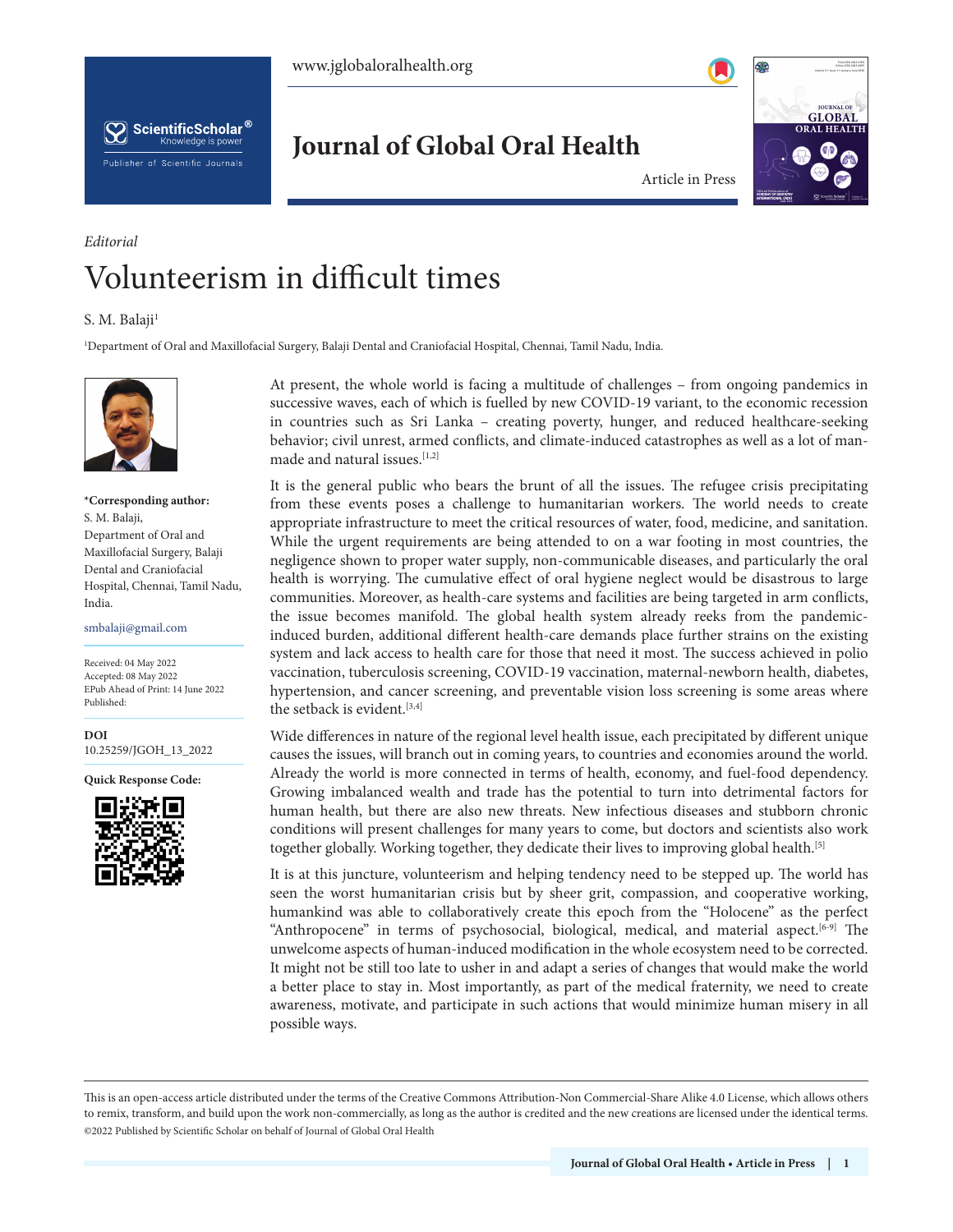*Editorial*

# Volunteerism in difficult times

S. M. Balaji[1]

[1]Department of Oral and Maxillofacial Surgery, Balaji Dental and Craniofacial Hospital, Chennai, Tamil Nadu, India.

**\*Corresponding author:**
S. M. Balaji,
Department of Oral and Maxillofacial Surgery, Balaji Dental and Craniofacial Hospital, Chennai, Tamil Nadu, India.

smbalaji@gmail.com

Received: 04 May 2022
Accepted: 08 May 2022
EPub Ahead of Print: 14 June 2022
Published:

**DOI**
10.25259/JGOH_13_2022

**Quick Response Code:**

At present, the whole world is facing a multitude of challenges – from ongoing pandemics in successive waves, each of which is fuelled by new COVID-19 variant, to the economic recession in countries such as Sri Lanka – creating poverty, hunger, and reduced healthcare-seeking behavior; civil unrest, armed conflicts, and climate-induced catastrophes as well as a lot of man-made and natural issues.[1,2]

It is the general public who bears the brunt of all the issues. The refugee crisis precipitating from these events poses a challenge to humanitarian workers. The world needs to create appropriate infrastructure to meet the critical resources of water, food, medicine, and sanitation. While the urgent requirements are being attended to on a war footing in most countries, the negligence shown to proper water supply, non-communicable diseases, and particularly the oral health is worrying. The cumulative effect of oral hygiene neglect would be disastrous to large communities. Moreover, as health-care systems and facilities are being targeted in arm conflicts, the issue becomes manifold. The global health system already reeks from the pandemic-induced burden, additional different health-care demands place further strains on the existing system and lack access to health care for those that need it most. The success achieved in polio vaccination, tuberculosis screening, COVID-19 vaccination, maternal-newborn health, diabetes, hypertension, and cancer screening, and preventable vision loss screening is some areas where the setback is evident.[3,4]

Wide differences in nature of the regional level health issue, each precipitated by different unique causes the issues, will branch out in coming years, to countries and economies around the world. Already the world is more connected in terms of health, economy, and fuel-food dependency. Growing imbalanced wealth and trade has the potential to turn into detrimental factors for human health, but there are also new threats. New infectious diseases and stubborn chronic conditions will present challenges for many years to come, but doctors and scientists also work together globally. Working together, they dedicate their lives to improving global health.[5]

It is at this juncture, volunteerism and helping tendency need to be stepped up. The world has seen the worst humanitarian crisis but by sheer grit, compassion, and cooperative working, humankind was able to collaboratively create this epoch from the "Holocene" as the perfect "Anthropocene" in terms of psychosocial, biological, medical, and material aspect.[6-9] The unwelcome aspects of human-induced modification in the whole ecosystem need to be corrected. It might not be still too late to usher in and adapt a series of changes that would make the world a better place to stay in. Most importantly, as part of the medical fraternity, we need to create awareness, motivate, and participate in such actions that would minimize human misery in all possible ways.

This is an open-access article distributed under the terms of the Creative Commons Attribution-Non Commercial-Share Alike 4.0 License, which allows others to remix, transform, and build upon the work non-commercially, as long as the author is credited and the new creations are licensed under the identical terms.
©2022 Published by Scientific Scholar on behalf of Journal of Global Oral Health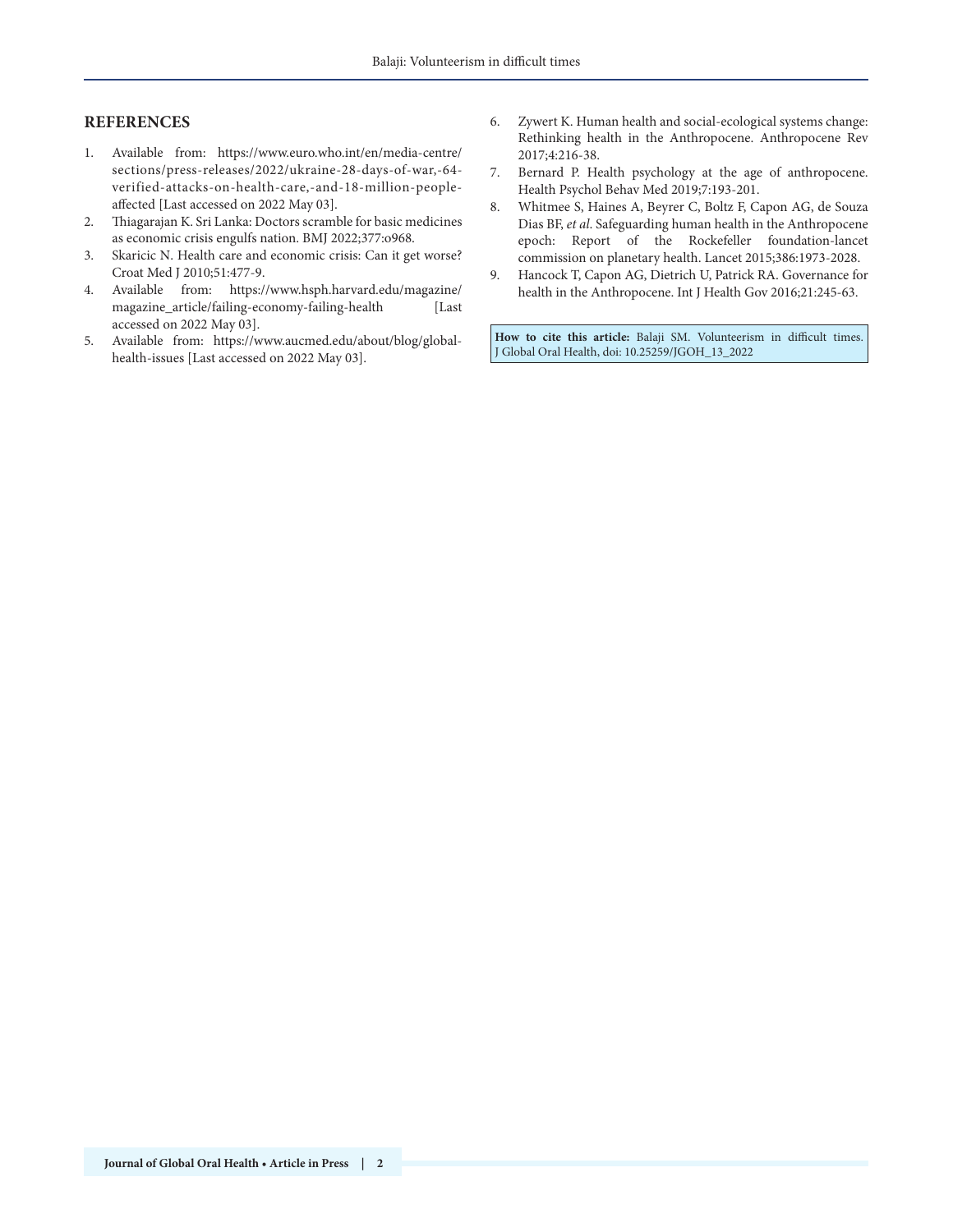## REFERENCES

1. Available from: https://www.euro.who.int/en/media-centre/sections/press-releases/2022/ukraine-28-days-of-war,-64-verified-attacks-on-health-care,-and-18-million-people-affected [Last accessed on 2022 May 03].
2. Thiagarajan K. Sri Lanka: Doctors scramble for basic medicines as economic crisis engulfs nation. BMJ 2022;377:o968.
3. Skaricic N. Health care and economic crisis: Can it get worse? Croat Med J 2010;51:477-9.
4. Available from: https://www.hsph.harvard.edu/magazine/magazine_article/failing-economy-failing-health [Last accessed on 2022 May 03].
5. Available from: https://www.aucmed.edu/about/blog/global-health-issues [Last accessed on 2022 May 03].
6. Zywert K. Human health and social-ecological systems change: Rethinking health in the Anthropocene. Anthropocene Rev 2017;4:216-38.
7. Bernard P. Health psychology at the age of anthropocene. Health Psychol Behav Med 2019;7:193-201.
8. Whitmee S, Haines A, Beyrer C, Boltz F, Capon AG, de Souza Dias BF, *et al*. Safeguarding human health in the Anthropocene epoch: Report of the Rockefeller foundation-lancet commission on planetary health. Lancet 2015;386:1973-2028.
9. Hancock T, Capon AG, Dietrich U, Patrick RA. Governance for health in the Anthropocene. Int J Health Gov 2016;21:245-63.

**How to cite this article:** Balaji SM. Volunteerism in difficult times. J Global Oral Health, doi: 10.25259/JGOH_13_2022